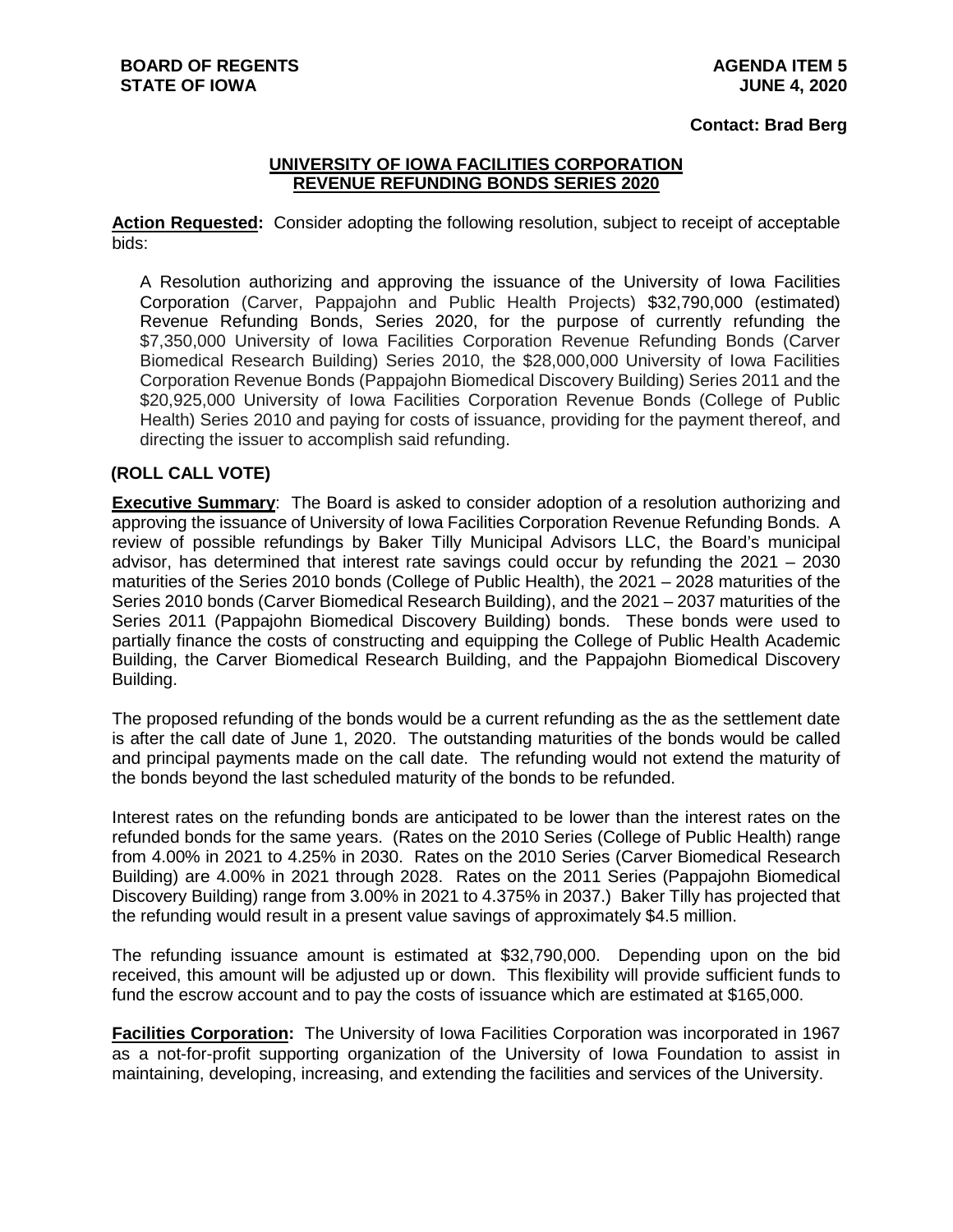**BOARD OF REGENTS**
**STATE OF IOWA**

**AGENDA ITEM 5**
**JUNE 4, 2020**

**Contact: Brad Berg**

## UNIVERSITY OF IOWA FACILITIES CORPORATION REVENUE REFUNDING BONDS SERIES 2020

**Action Requested:** Consider adopting the following resolution, subject to receipt of acceptable bids:

A Resolution authorizing and approving the issuance of the University of Iowa Facilities Corporation (Carver, Pappajohn and Public Health Projects) $32,790,000 (estimated) Revenue Refunding Bonds, Series 2020, for the purpose of currently refunding the $7,350,000 University of Iowa Facilities Corporation Revenue Refunding Bonds (Carver Biomedical Research Building) Series 2010, the $28,000,000 University of Iowa Facilities Corporation Revenue Bonds (Pappajohn Biomedical Discovery Building) Series 2011 and the $20,925,000 University of Iowa Facilities Corporation Revenue Bonds (College of Public Health) Series 2010 and paying for costs of issuance, providing for the payment thereof, and directing the issuer to accomplish said refunding.

**(ROLL CALL VOTE)**

**Executive Summary**: The Board is asked to consider adoption of a resolution authorizing and approving the issuance of University of Iowa Facilities Corporation Revenue Refunding Bonds. A review of possible refundings by Baker Tilly Municipal Advisors LLC, the Board's municipal advisor, has determined that interest rate savings could occur by refunding the 2021 – 2030 maturities of the Series 2010 bonds (College of Public Health), the 2021 – 2028 maturities of the Series 2010 bonds (Carver Biomedical Research Building), and the 2021 – 2037 maturities of the Series 2011 (Pappajohn Biomedical Discovery Building) bonds. These bonds were used to partially finance the costs of constructing and equipping the College of Public Health Academic Building, the Carver Biomedical Research Building, and the Pappajohn Biomedical Discovery Building.

The proposed refunding of the bonds would be a current refunding as the as the settlement date is after the call date of June 1, 2020. The outstanding maturities of the bonds would be called and principal payments made on the call date. The refunding would not extend the maturity of the bonds beyond the last scheduled maturity of the bonds to be refunded.

Interest rates on the refunding bonds are anticipated to be lower than the interest rates on the refunded bonds for the same years. (Rates on the 2010 Series (College of Public Health) range from 4.00% in 2021 to 4.25% in 2030. Rates on the 2010 Series (Carver Biomedical Research Building) are 4.00% in 2021 through 2028. Rates on the 2011 Series (Pappajohn Biomedical Discovery Building) range from 3.00% in 2021 to 4.375% in 2037.) Baker Tilly has projected that the refunding would result in a present value savings of approximately $4.5 million.

The refunding issuance amount is estimated at $32,790,000. Depending upon on the bid received, this amount will be adjusted up or down. This flexibility will provide sufficient funds to fund the escrow account and to pay the costs of issuance which are estimated at $165,000.

**Facilities Corporation:** The University of Iowa Facilities Corporation was incorporated in 1967 as a not-for-profit supporting organization of the University of Iowa Foundation to assist in maintaining, developing, increasing, and extending the facilities and services of the University.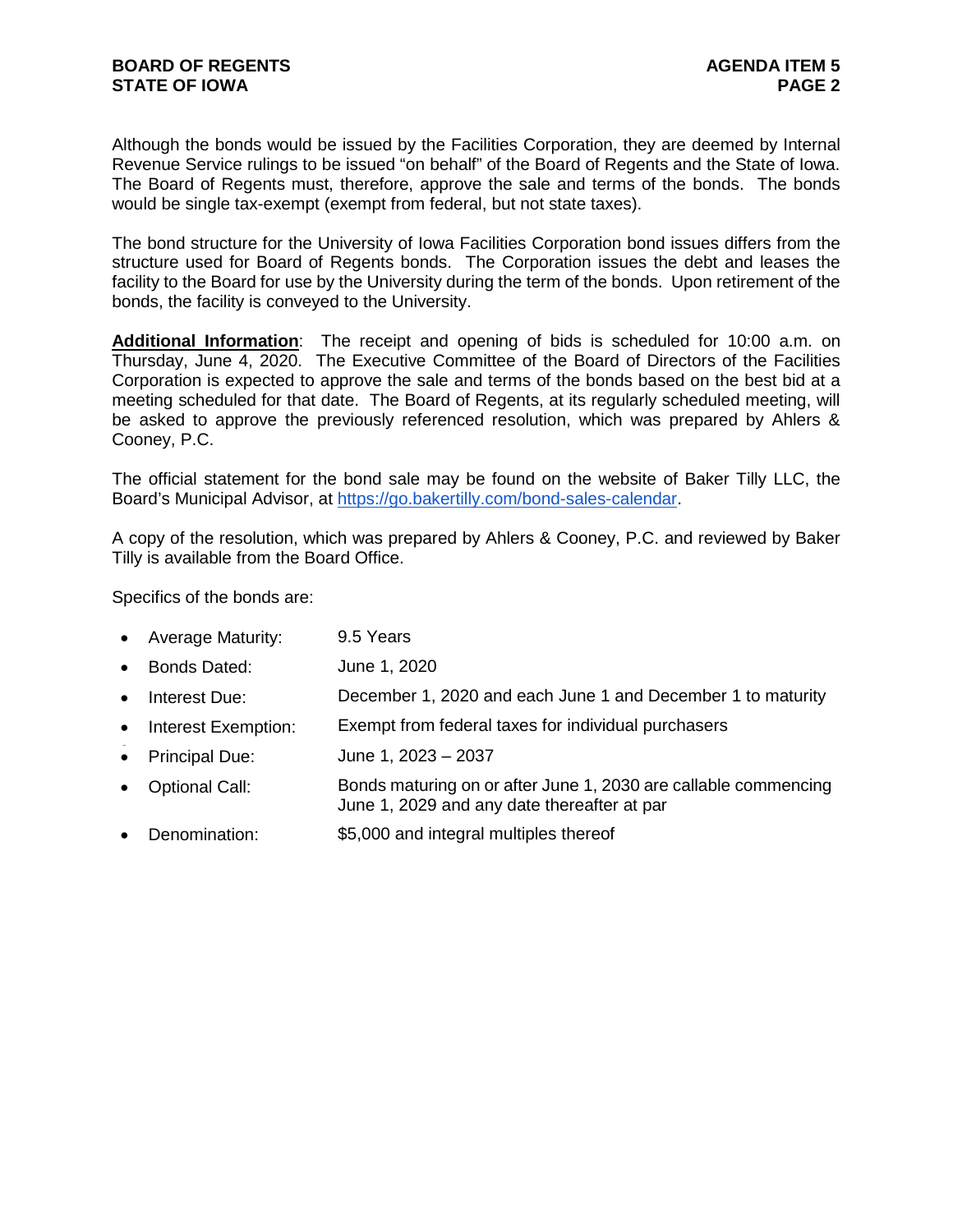Although the bonds would be issued by the Facilities Corporation, they are deemed by Internal Revenue Service rulings to be issued "on behalf" of the Board of Regents and the State of Iowa. The Board of Regents must, therefore, approve the sale and terms of the bonds. The bonds would be single tax-exempt (exempt from federal, but not state taxes).

The bond structure for the University of Iowa Facilities Corporation bond issues differs from the structure used for Board of Regents bonds. The Corporation issues the debt and leases the facility to the Board for use by the University during the term of the bonds. Upon retirement of the bonds, the facility is conveyed to the University.

**Additional Information**: The receipt and opening of bids is scheduled for 10:00 a.m. on Thursday, June 4, 2020. The Executive Committee of the Board of Directors of the Facilities Corporation is expected to approve the sale and terms of the bonds based on the best bid at a meeting scheduled for that date. The Board of Regents, at its regularly scheduled meeting, will be asked to approve the previously referenced resolution, which was prepared by Ahlers & Cooney, P.C.

The official statement for the bond sale may be found on the website of Baker Tilly LLC, the Board's Municipal Advisor, at https://go.bakertilly.com/bond-sales-calendar.

A copy of the resolution, which was prepared by Ahlers & Cooney, P.C. and reviewed by Baker Tilly is available from the Board Office.

Specifics of the bonds are:

- Average Maturity: 9.5 Years
- Bonds Dated: June 1, 2020
- Interest Due: December 1, 2020 and each June 1 and December 1 to maturity
- Interest Exemption: Exempt from federal taxes for individual purchasers
- Principal Due: June 1, 2023 – 2037
- Optional Call: Bonds maturing on or after June 1, 2030 are callable commencing June 1, 2029 and any date thereafter at par
- Denomination: $5,000 and integral multiples thereof